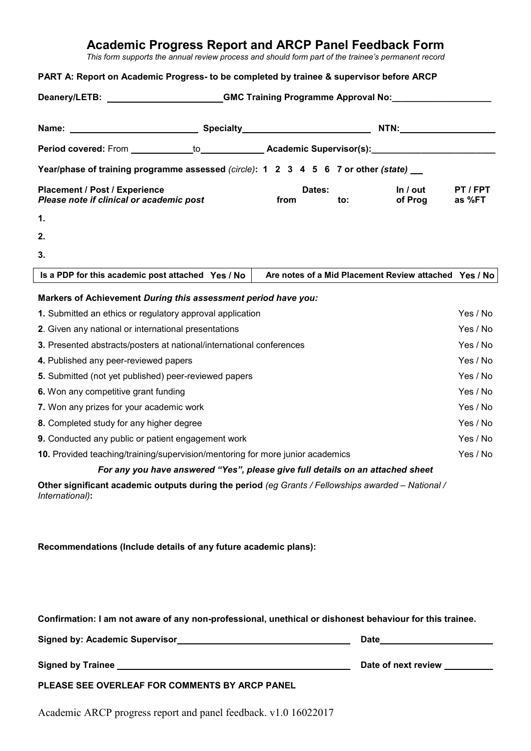# Academic Progress Report and ARCP Panel Feedback Form

*This form supports the annual review process and should form part of the trainee's permanent record*

**PART A: Report on Academic Progress- to be completed by trainee & supervisor before ARCP**

**Deanery/LETB:** \_\_\_\_\_\_\_\_\_\_\_\_\_\_\_\_\_\_\_\_ **GMC Training Programme Approval No:** \_\_\_\_\_\_\_\_\_\_\_\_\_\_\_\_\_\_\_\_

**Name:** \_\_\_\_\_\_\_\_\_\_\_\_\_\_\_\_\_\_\_\_ **Specialty** \_\_\_\_\_\_\_\_\_\_\_\_\_\_\_\_\_\_\_\_ **NTN:** \_\_\_\_\_\_\_\_\_\_\_\_\_\_\_\_\_\_\_\_

**Period covered:** From \_\_\_\_\_\_\_\_\_\_ to \_\_\_\_\_\_\_\_\_\_ **Academic Supervisor(s):** \_\_\_\_\_\_\_\_\_\_\_\_\_\_\_\_\_\_\_\_

**Year/phase of training programme assessed** *(circle)*: **1 2 3 4 5 6 7 or other *(state)*** \_\_

| **Placement / Post / Experience** *Please note if clinical or academic post* | **Dates: from** | **to:** | **In / out of Prog** | **PT / FPT as %FT** |
|---|---|---|---|---|
| 1. | | | | |
| 2. | | | | |
| 3. | | | | |

| **Is a PDP for this academic post attached Yes / No** | **Are notes of a Mid Placement Review attached Yes / No** |
|---|---|

**Markers of Achievement *During this assessment period have you:***

| | |
|---|---|
| **1.** Submitted an ethics or regulatory approval application | Yes / No |
| **2**. Given any national or international presentations | Yes / No |
| **3.** Presented abstracts/posters at national/international conferences | Yes / No |
| **4.** Published any peer-reviewed papers | Yes / No |
| **5.** Submitted (not yet published) peer-reviewed papers | Yes / No |
| **6.** Won any competitive grant funding | Yes / No |
| **7.** Won any prizes for your academic work | Yes / No |
| **8.** Completed study for any higher degree | Yes / No |
| **9.** Conducted any public or patient engagement work | Yes / No |
| **10.** Provided teaching/training/supervision/mentoring for more junior academics | Yes / No |

***For any you have answered "Yes", please give full details on an attached sheet***

**Other significant academic outputs during the period** *(eg Grants / Fellowships awarded – National / International)***:**

**Recommendations (Include details of any future academic plans):**

**Confirmation: I am not aware of any non-professional, unethical or dishonest behaviour for this trainee.**

**Signed by: Academic Supervisor** \_\_\_\_\_\_\_\_\_\_\_\_\_\_\_\_\_\_\_\_ **Date** \_\_\_\_\_\_\_\_\_\_\_\_\_\_\_\_\_\_\_\_

**Signed by Trainee** \_\_\_\_\_\_\_\_\_\_\_\_\_\_\_\_\_\_\_\_ **Date of next review** \_\_\_\_\_\_\_\_\_\_

**PLEASE SEE OVERLEAF FOR COMMENTS BY ARCP PANEL**

Academic ARCP progress report and panel feedback. v1.0 16022017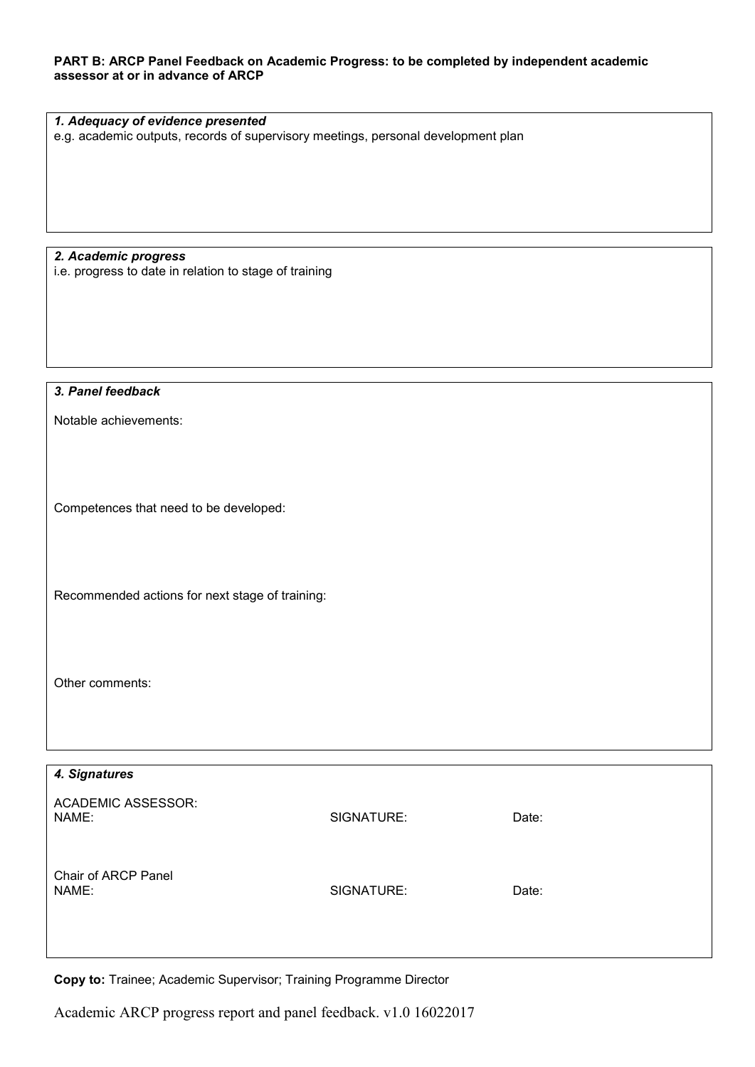**PART B: ARCP Panel Feedback on Academic Progress: to be completed by independent academic assessor at or in advance of ARCP**

***1. Adequacy of evidence presented***

e.g. academic outputs, records of supervisory meetings, personal development plan

***2. Academic progress***

i.e. progress to date in relation to stage of training

***3. Panel feedback***

Notable achievements:

Competences that need to be developed:

Recommended actions for next stage of training:

Other comments:

***4. Signatures***

ACADEMIC ASSESSOR:

| | | |
|---|---|---|
| NAME: | SIGNATURE: | Date: |

Chair of ARCP Panel

| | | |
|---|---|---|
| NAME: | SIGNATURE: | Date: |

**Copy to:** Trainee; Academic Supervisor; Training Programme Director

Academic ARCP progress report and panel feedback. v1.0 16022017